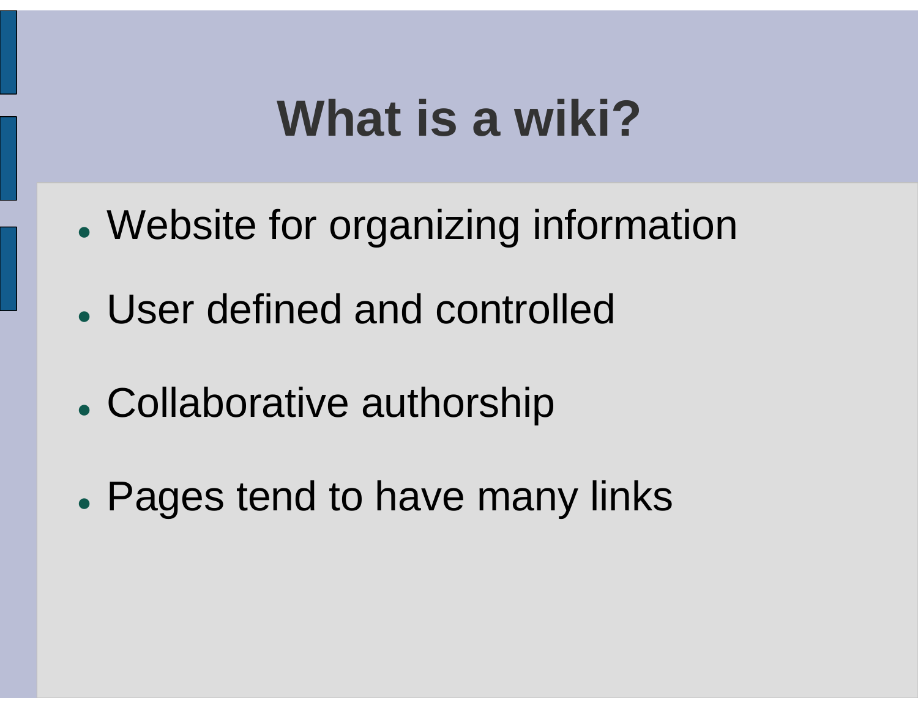# What is a wiki?

- Website for organizing information
- User defined and controlled
- Collaborative authorship
- Pages tend to have many links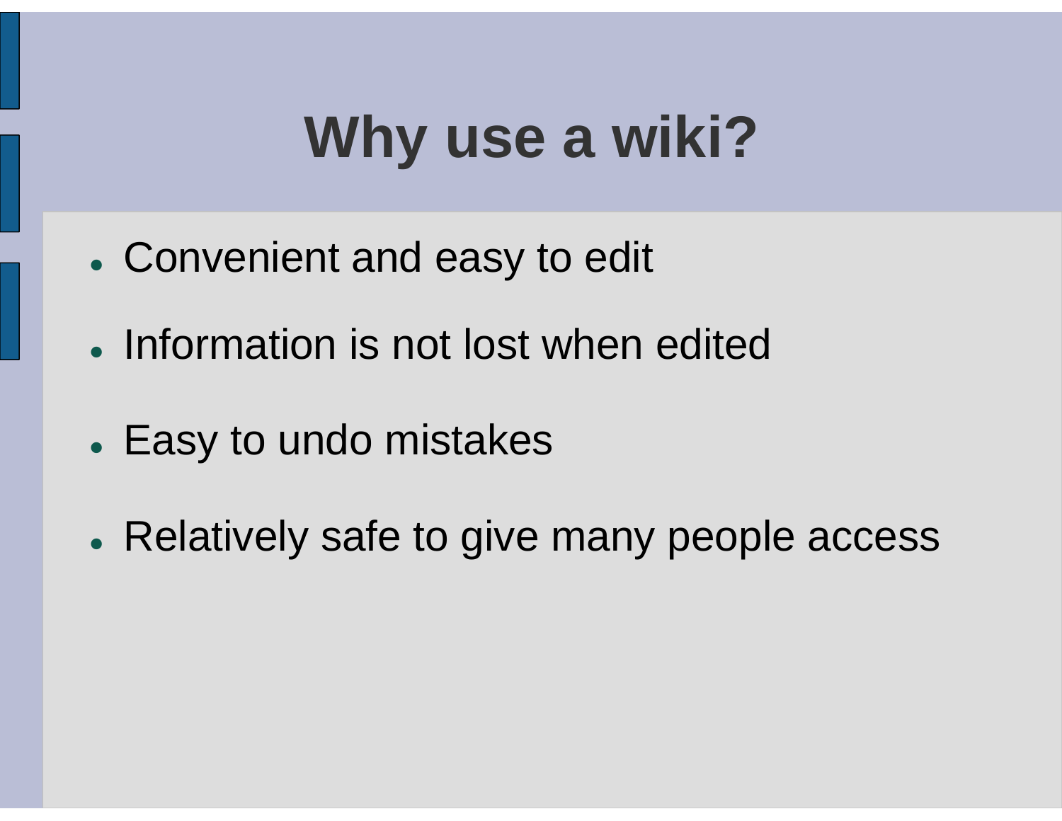# Why use a wiki?

- Convenient and easy to edit
- Information is not lost when edited
- Easy to undo mistakes
- Relatively safe to give many people access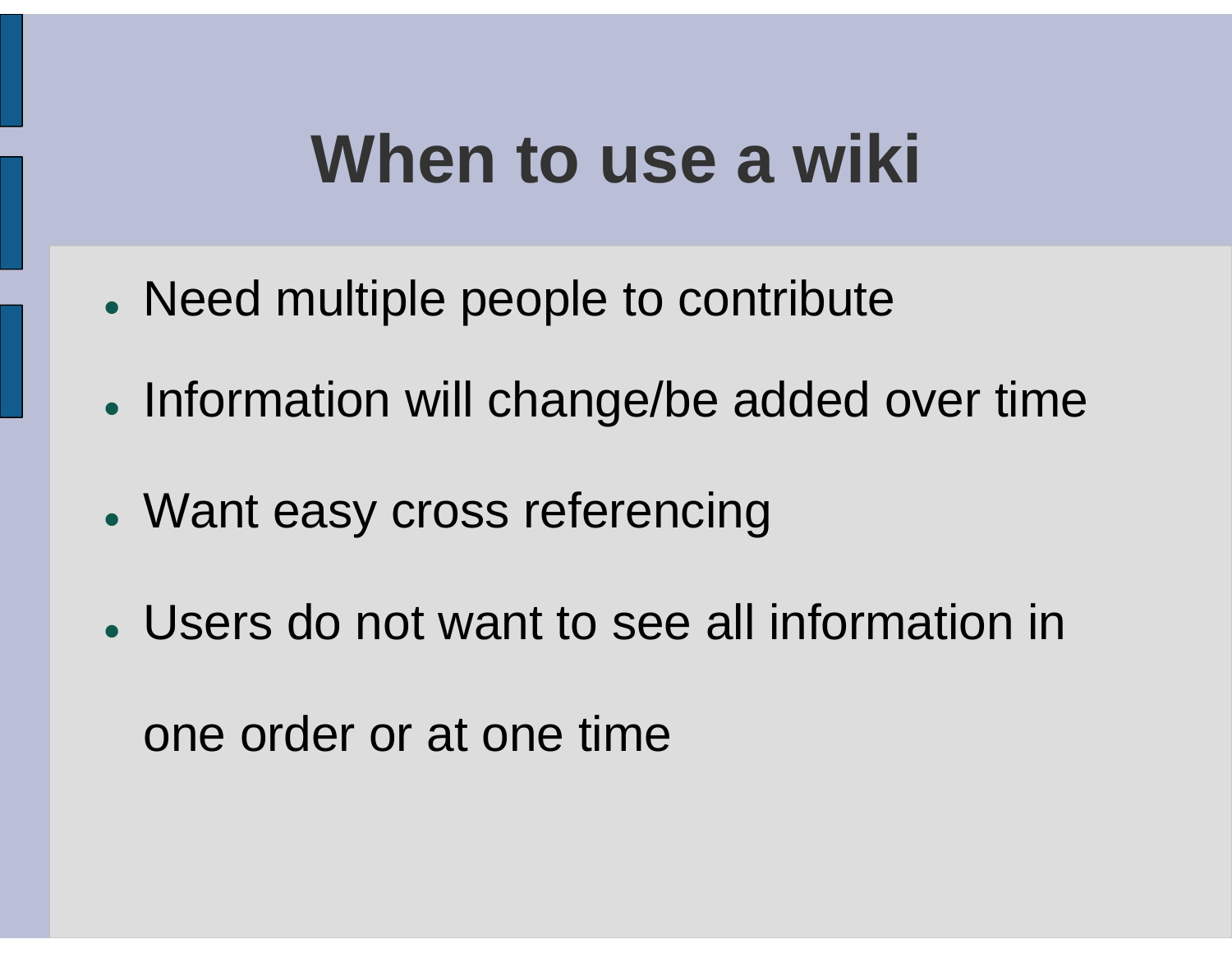# When to use a wiki

- Need multiple people to contribute
- Information will change/be added over time
- Want easy cross referencing
- Users do not want to see all information in one order or at one time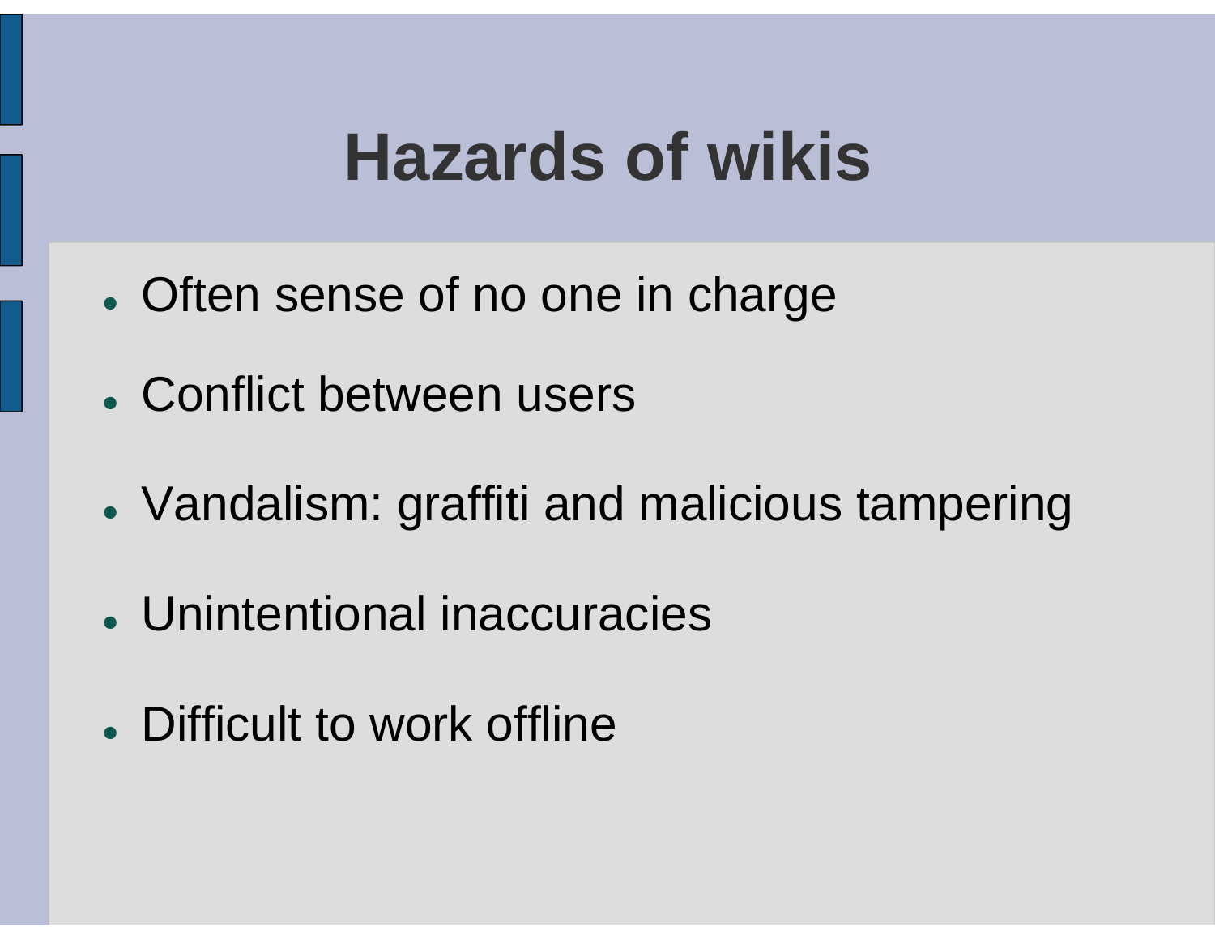# Hazards of wikis

- Often sense of no one in charge
- Conflict between users
- Vandalism: graffiti and malicious tampering
- Unintentional inaccuracies
- Difficult to work offline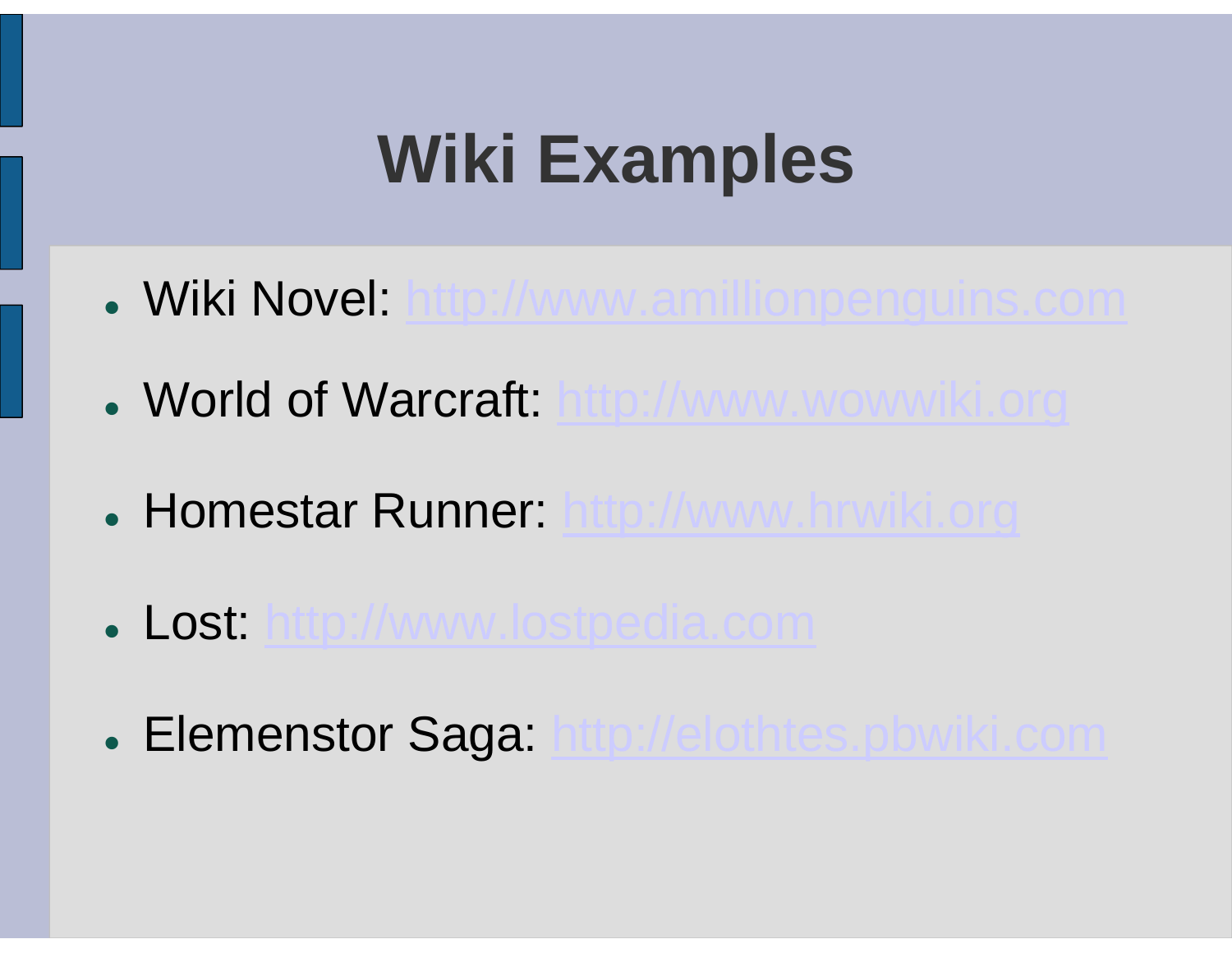# Wiki Examples

- Wiki Novel: http://www.amillionpenguins.com
- World of Warcraft: http://www.wowwiki.org
- Homestar Runner: http://www.hrwiki.org
- Lost: http://www.lostpedia.com
- Elemenstor Saga: http://elothtes.pbwiki.com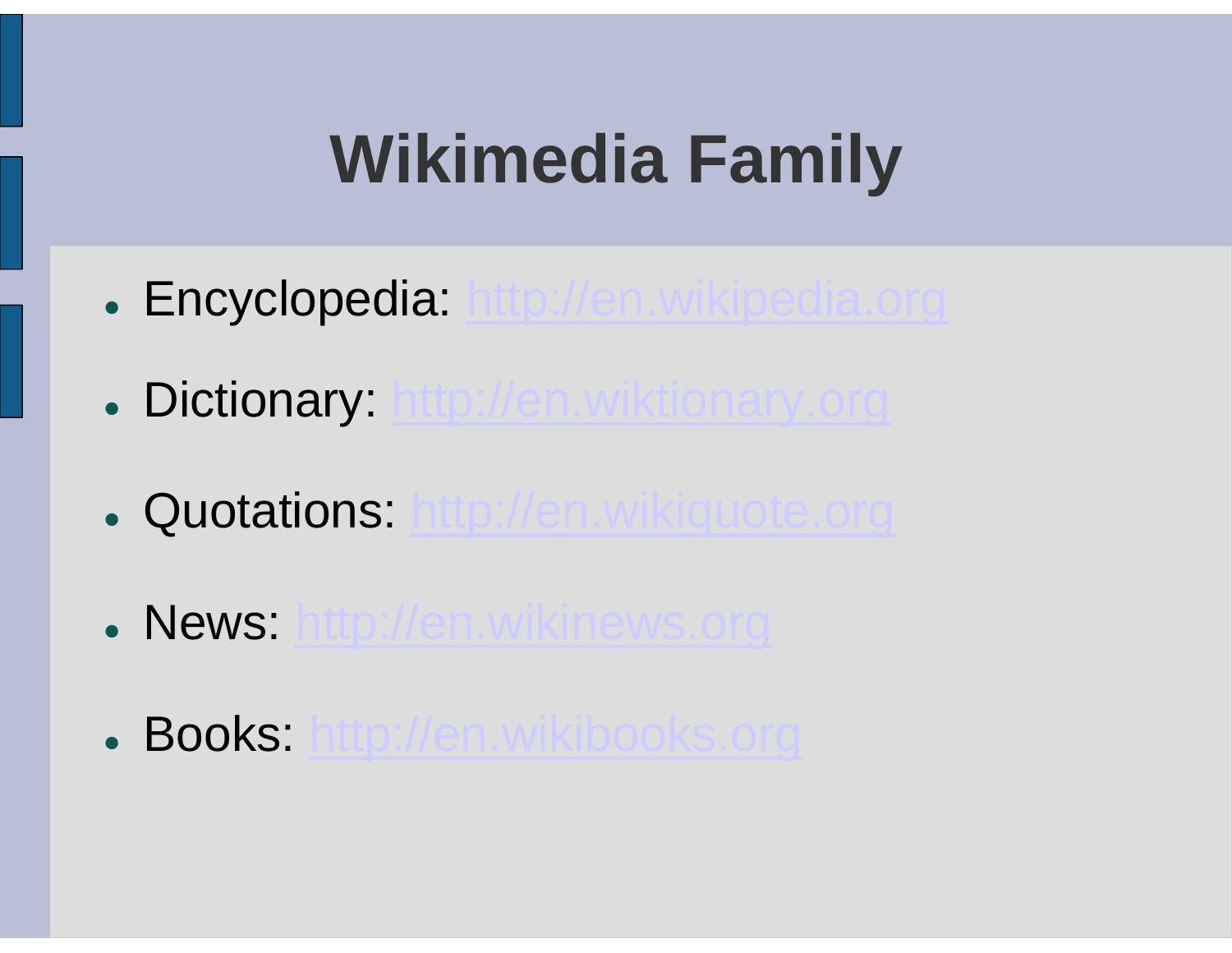# Wikimedia Family

- Encyclopedia: http://en.wikipedia.org
- Dictionary: http://en.wiktionary.org
- Quotations: http://en.wikiquote.org
- News: http://en.wikinews.org
- Books: http://en.wikibooks.org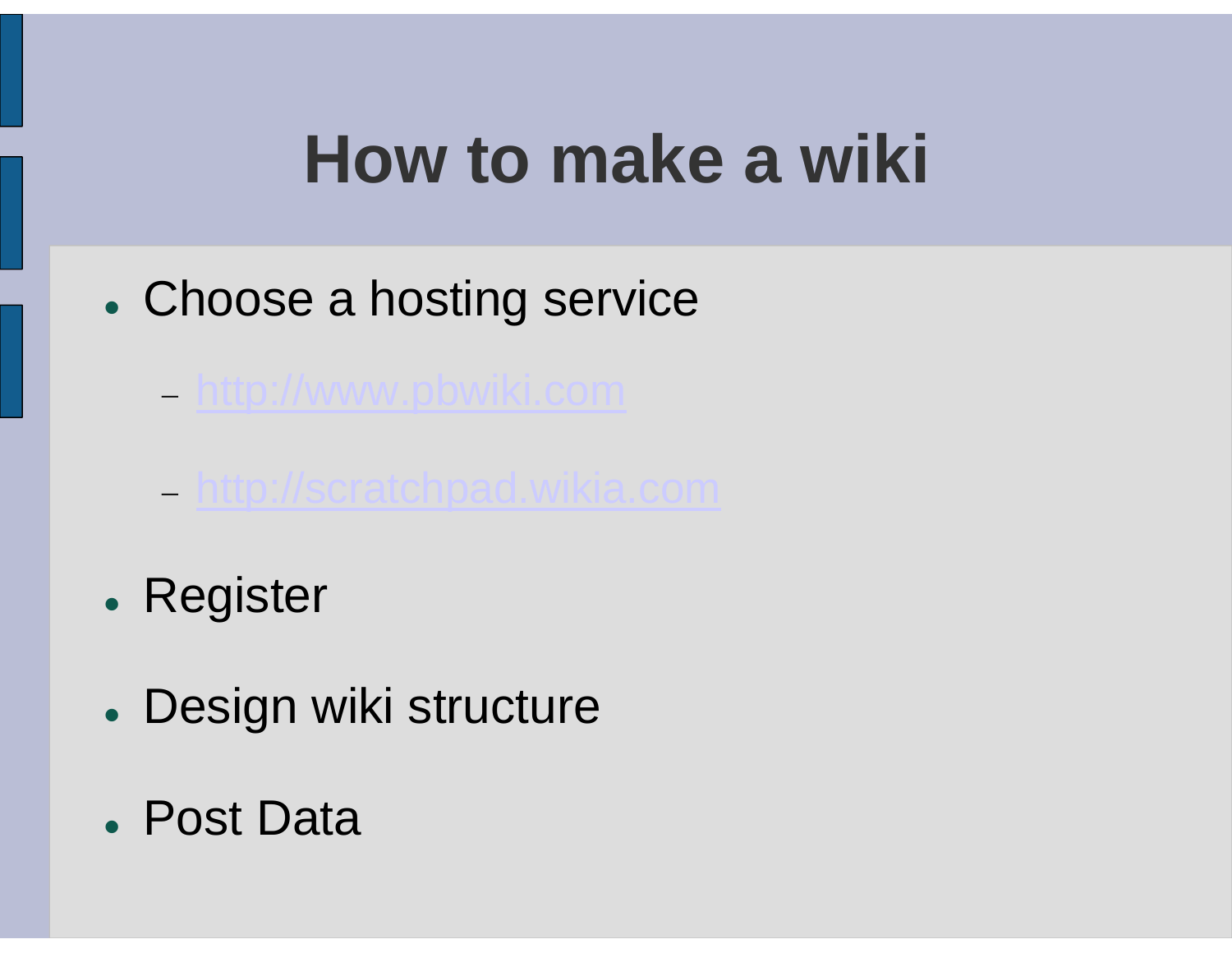# How to make a wiki

- Choose a hosting service
  - http://www.pbwiki.com
  - http://scratchpad.wikia.com
- Register
- Design wiki structure
- Post Data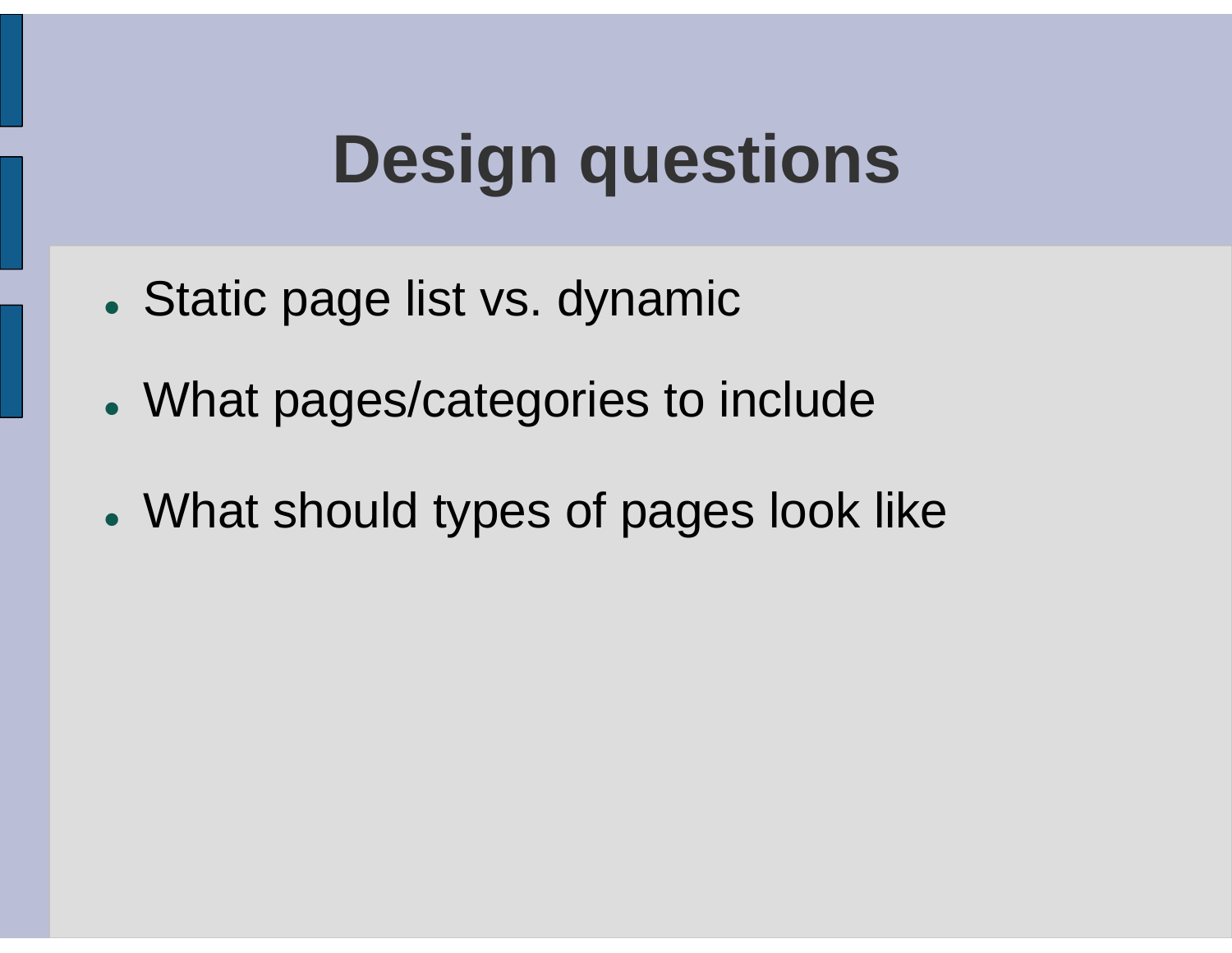# Design questions

- Static page list vs. dynamic
- What pages/categories to include
- What should types of pages look like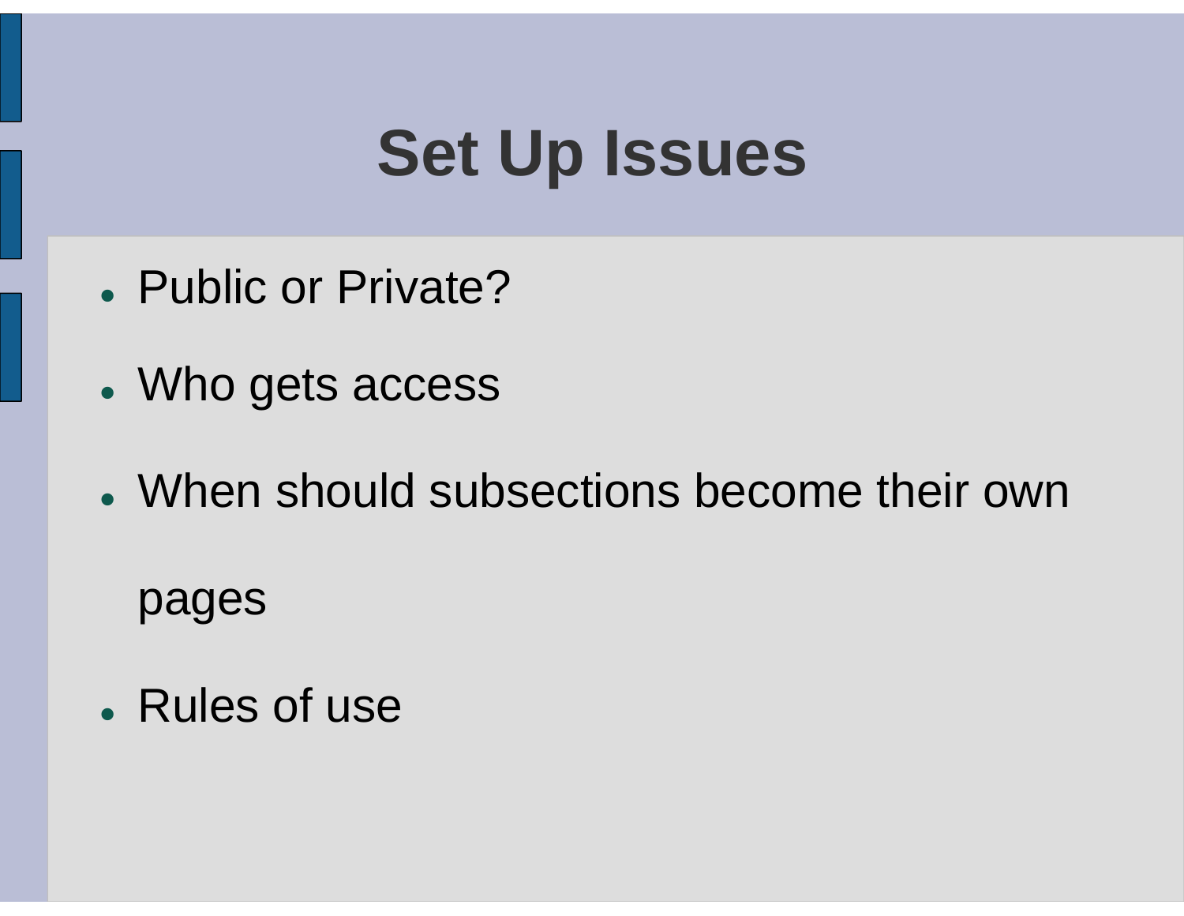# Set Up Issues

- Public or Private?
- Who gets access
- When should subsections become their own pages
- Rules of use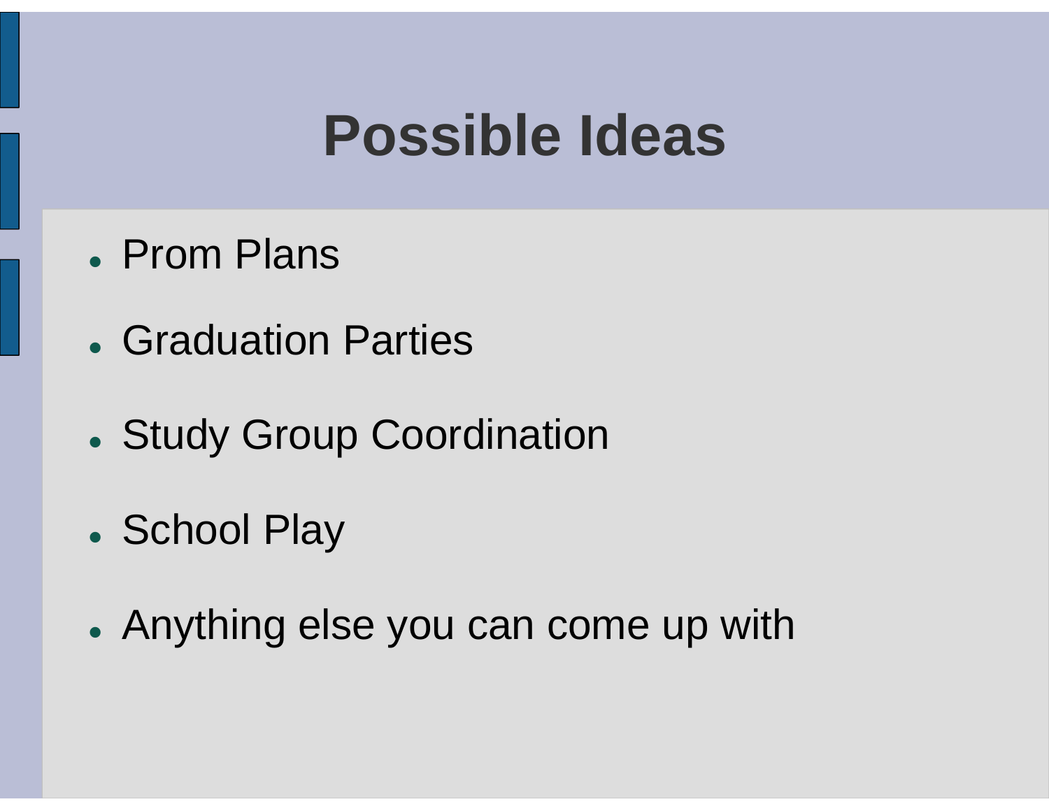# Possible Ideas

- Prom Plans
- Graduation Parties
- Study Group Coordination
- School Play
- Anything else you can come up with